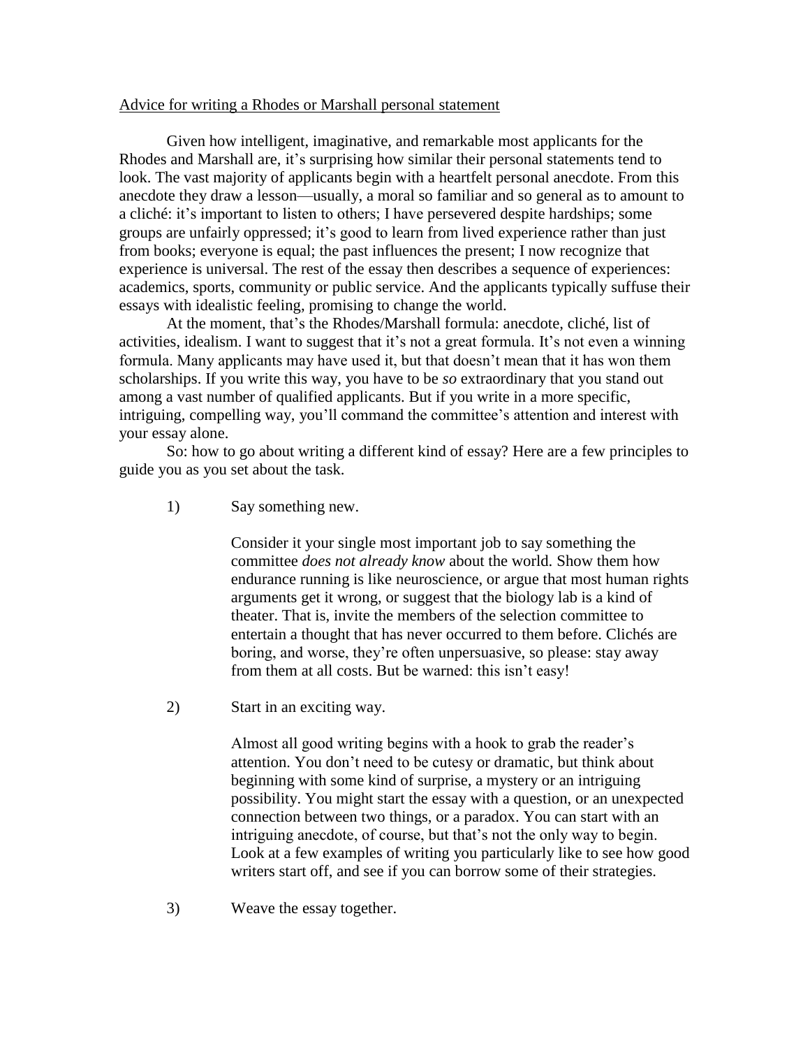Advice for writing a Rhodes or Marshall personal statement

Given how intelligent, imaginative, and remarkable most applicants for the Rhodes and Marshall are, it's surprising how similar their personal statements tend to look. The vast majority of applicants begin with a heartfelt personal anecdote. From this anecdote they draw a lesson—usually, a moral so familiar and so general as to amount to a cliché: it's important to listen to others; I have persevered despite hardships; some groups are unfairly oppressed; it's good to learn from lived experience rather than just from books; everyone is equal; the past influences the present; I now recognize that experience is universal. The rest of the essay then describes a sequence of experiences: academics, sports, community or public service. And the applicants typically suffuse their essays with idealistic feeling, promising to change the world.

At the moment, that's the Rhodes/Marshall formula: anecdote, cliché, list of activities, idealism. I want to suggest that it's not a great formula. It's not even a winning formula. Many applicants may have used it, but that doesn't mean that it has won them scholarships. If you write this way, you have to be *so* extraordinary that you stand out among a vast number of qualified applicants. But if you write in a more specific, intriguing, compelling way, you'll command the committee's attention and interest with your essay alone.

So: how to go about writing a different kind of essay? Here are a few principles to guide you as you set about the task.

1) Say something new.

   Consider it your single most important job to say something the committee *does not already know* about the world. Show them how endurance running is like neuroscience, or argue that most human rights arguments get it wrong, or suggest that the biology lab is a kind of theater. That is, invite the members of the selection committee to entertain a thought that has never occurred to them before. Clichés are boring, and worse, they're often unpersuasive, so please: stay away from them at all costs. But be warned: this isn't easy!

2) Start in an exciting way.

   Almost all good writing begins with a hook to grab the reader's attention. You don't need to be cutesy or dramatic, but think about beginning with some kind of surprise, a mystery or an intriguing possibility. You might start the essay with a question, or an unexpected connection between two things, or a paradox. You can start with an intriguing anecdote, of course, but that's not the only way to begin. Look at a few examples of writing you particularly like to see how good writers start off, and see if you can borrow some of their strategies.

3) Weave the essay together.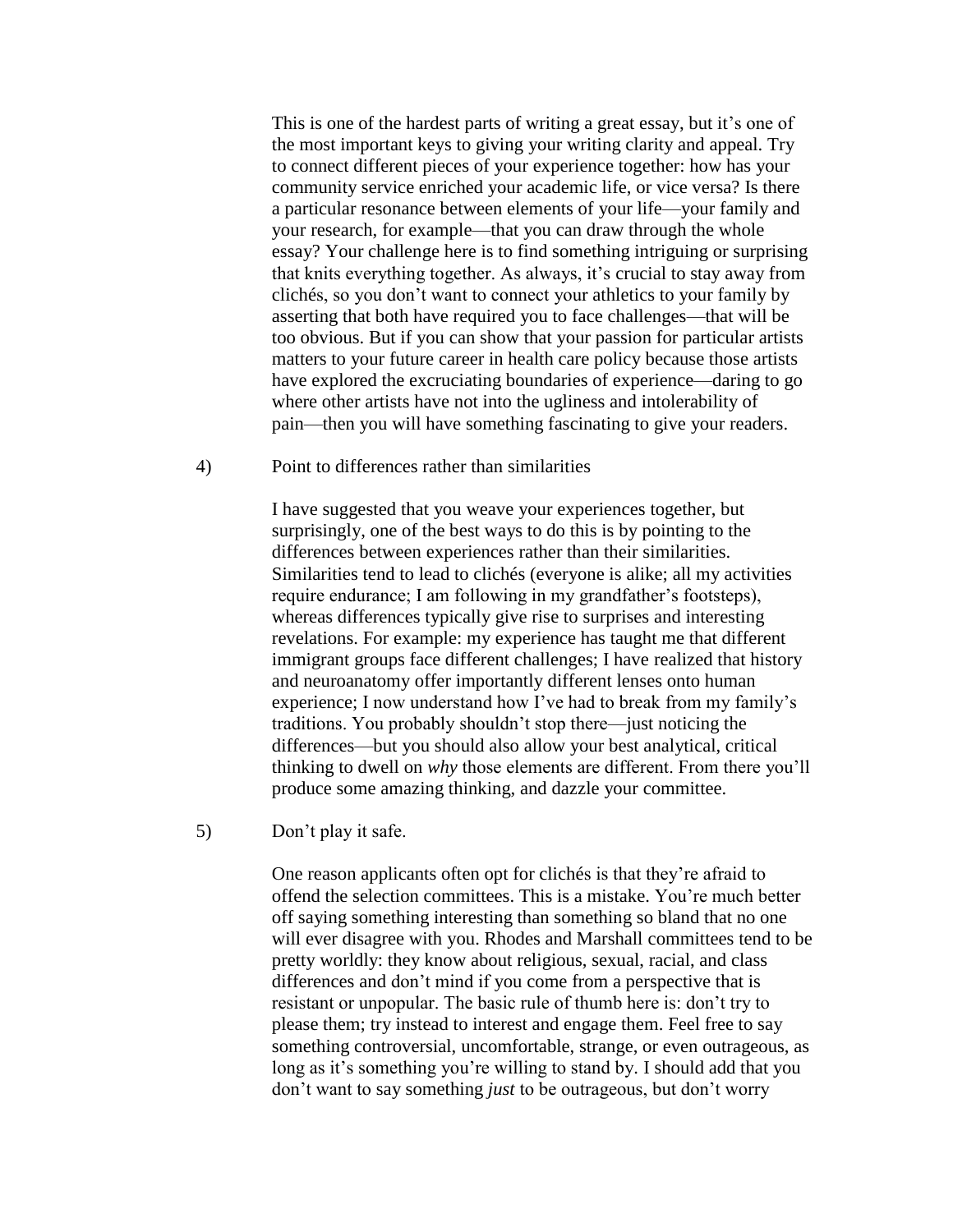This is one of the hardest parts of writing a great essay, but it's one of the most important keys to giving your writing clarity and appeal. Try to connect different pieces of your experience together: how has your community service enriched your academic life, or vice versa? Is there a particular resonance between elements of your life—your family and your research, for example—that you can draw through the whole essay? Your challenge here is to find something intriguing or surprising that knits everything together. As always, it's crucial to stay away from clichés, so you don't want to connect your athletics to your family by asserting that both have required you to face challenges—that will be too obvious. But if you can show that your passion for particular artists matters to your future career in health care policy because those artists have explored the excruciating boundaries of experience—daring to go where other artists have not into the ugliness and intolerability of pain—then you will have something fascinating to give your readers.

4) Point to differences rather than similarities

I have suggested that you weave your experiences together, but surprisingly, one of the best ways to do this is by pointing to the differences between experiences rather than their similarities. Similarities tend to lead to clichés (everyone is alike; all my activities require endurance; I am following in my grandfather's footsteps), whereas differences typically give rise to surprises and interesting revelations. For example: my experience has taught me that different immigrant groups face different challenges; I have realized that history and neuroanatomy offer importantly different lenses onto human experience; I now understand how I've had to break from my family's traditions. You probably shouldn't stop there—just noticing the differences—but you should also allow your best analytical, critical thinking to dwell on *why* those elements are different. From there you'll produce some amazing thinking, and dazzle your committee.

5) Don't play it safe.

One reason applicants often opt for clichés is that they're afraid to offend the selection committees. This is a mistake. You're much better off saying something interesting than something so bland that no one will ever disagree with you. Rhodes and Marshall committees tend to be pretty worldly: they know about religious, sexual, racial, and class differences and don't mind if you come from a perspective that is resistant or unpopular. The basic rule of thumb here is: don't try to please them; try instead to interest and engage them. Feel free to say something controversial, uncomfortable, strange, or even outrageous, as long as it's something you're willing to stand by. I should add that you don't want to say something *just* to be outrageous, but don't worry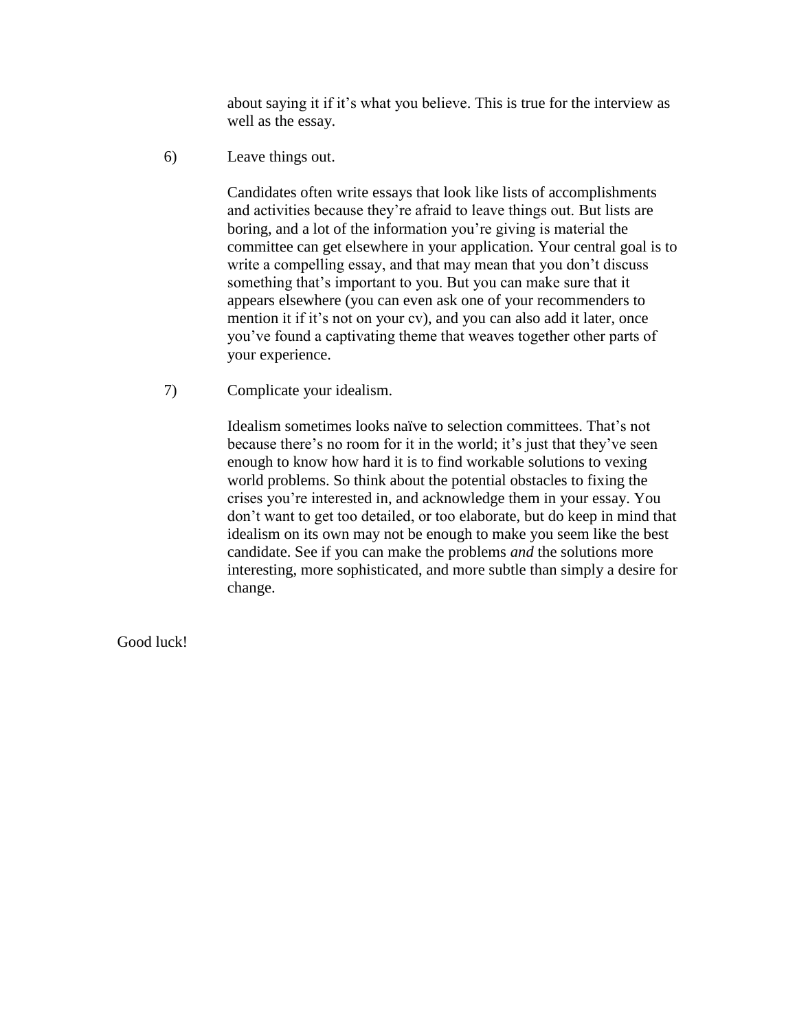about saying it if it's what you believe. This is true for the interview as well as the essay.

6) Leave things out.

Candidates often write essays that look like lists of accomplishments and activities because they're afraid to leave things out. But lists are boring, and a lot of the information you're giving is material the committee can get elsewhere in your application. Your central goal is to write a compelling essay, and that may mean that you don't discuss something that's important to you. But you can make sure that it appears elsewhere (you can even ask one of your recommenders to mention it if it's not on your cv), and you can also add it later, once you've found a captivating theme that weaves together other parts of your experience.

7) Complicate your idealism.

Idealism sometimes looks naïve to selection committees. That's not because there's no room for it in the world; it's just that they've seen enough to know how hard it is to find workable solutions to vexing world problems. So think about the potential obstacles to fixing the crises you're interested in, and acknowledge them in your essay. You don't want to get too detailed, or too elaborate, but do keep in mind that idealism on its own may not be enough to make you seem like the best candidate. See if you can make the problems *and* the solutions more interesting, more sophisticated, and more subtle than simply a desire for change.

Good luck!